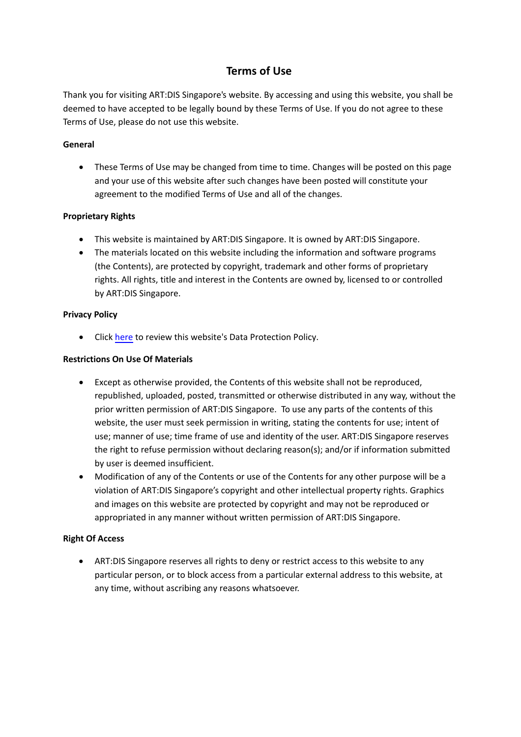# Terms of Use

Thank you for visiting ART:DIS Singapore's website. By accessing and using this website, you shall be deemed to have accepted to be legally bound by these Terms of Use. If you do not agree to these Terms of Use, please do not use this website.

**General**

- These Terms of Use may be changed from time to time. Changes will be posted on this page and your use of this website after such changes have been posted will constitute your agreement to the modified Terms of Use and all of the changes.

**Proprietary Rights**

- This website is maintained by ART:DIS Singapore. It is owned by ART:DIS Singapore.
- The materials located on this website including the information and software programs (the Contents), are protected by copyright, trademark and other forms of proprietary rights. All rights, title and interest in the Contents are owned by, licensed to or controlled by ART:DIS Singapore.

**Privacy Policy**

- Click here to review this website's Data Protection Policy.

**Restrictions On Use Of Materials**

- Except as otherwise provided, the Contents of this website shall not be reproduced, republished, uploaded, posted, transmitted or otherwise distributed in any way, without the prior written permission of ART:DIS Singapore. To use any parts of the contents of this website, the user must seek permission in writing, stating the contents for use; intent of use; manner of use; time frame of use and identity of the user. ART:DIS Singapore reserves the right to refuse permission without declaring reason(s); and/or if information submitted by user is deemed insufficient.
- Modification of any of the Contents or use of the Contents for any other purpose will be a violation of ART:DIS Singapore's copyright and other intellectual property rights. Graphics and images on this website are protected by copyright and may not be reproduced or appropriated in any manner without written permission of ART:DIS Singapore.

**Right Of Access**

- ART:DIS Singapore reserves all rights to deny or restrict access to this website to any particular person, or to block access from a particular external address to this website, at any time, without ascribing any reasons whatsoever.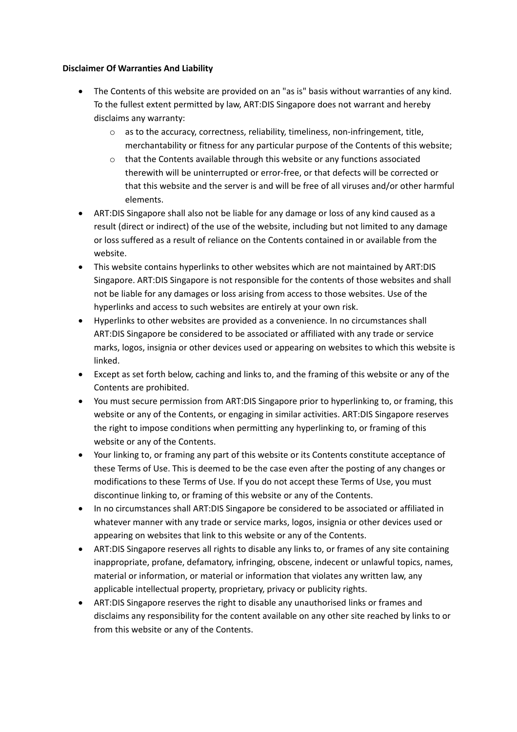**Disclaimer Of Warranties And Liability**

- The Contents of this website are provided on an "as is" basis without warranties of any kind. To the fullest extent permitted by law, ART:DIS Singapore does not warrant and hereby disclaims any warranty:
  - as to the accuracy, correctness, reliability, timeliness, non-infringement, title, merchantability or fitness for any particular purpose of the Contents of this website;
  - that the Contents available through this website or any functions associated therewith will be uninterrupted or error-free, or that defects will be corrected or that this website and the server is and will be free of all viruses and/or other harmful elements.
- ART:DIS Singapore shall also not be liable for any damage or loss of any kind caused as a result (direct or indirect) of the use of the website, including but not limited to any damage or loss suffered as a result of reliance on the Contents contained in or available from the website.
- This website contains hyperlinks to other websites which are not maintained by ART:DIS Singapore. ART:DIS Singapore is not responsible for the contents of those websites and shall not be liable for any damages or loss arising from access to those websites. Use of the hyperlinks and access to such websites are entirely at your own risk.
- Hyperlinks to other websites are provided as a convenience. In no circumstances shall ART:DIS Singapore be considered to be associated or affiliated with any trade or service marks, logos, insignia or other devices used or appearing on websites to which this website is linked.
- Except as set forth below, caching and links to, and the framing of this website or any of the Contents are prohibited.
- You must secure permission from ART:DIS Singapore prior to hyperlinking to, or framing, this website or any of the Contents, or engaging in similar activities. ART:DIS Singapore reserves the right to impose conditions when permitting any hyperlinking to, or framing of this website or any of the Contents.
- Your linking to, or framing any part of this website or its Contents constitute acceptance of these Terms of Use. This is deemed to be the case even after the posting of any changes or modifications to these Terms of Use. If you do not accept these Terms of Use, you must discontinue linking to, or framing of this website or any of the Contents.
- In no circumstances shall ART:DIS Singapore be considered to be associated or affiliated in whatever manner with any trade or service marks, logos, insignia or other devices used or appearing on websites that link to this website or any of the Contents.
- ART:DIS Singapore reserves all rights to disable any links to, or frames of any site containing inappropriate, profane, defamatory, infringing, obscene, indecent or unlawful topics, names, material or information, or material or information that violates any written law, any applicable intellectual property, proprietary, privacy or publicity rights.
- ART:DIS Singapore reserves the right to disable any unauthorised links or frames and disclaims any responsibility for the content available on any other site reached by links to or from this website or any of the Contents.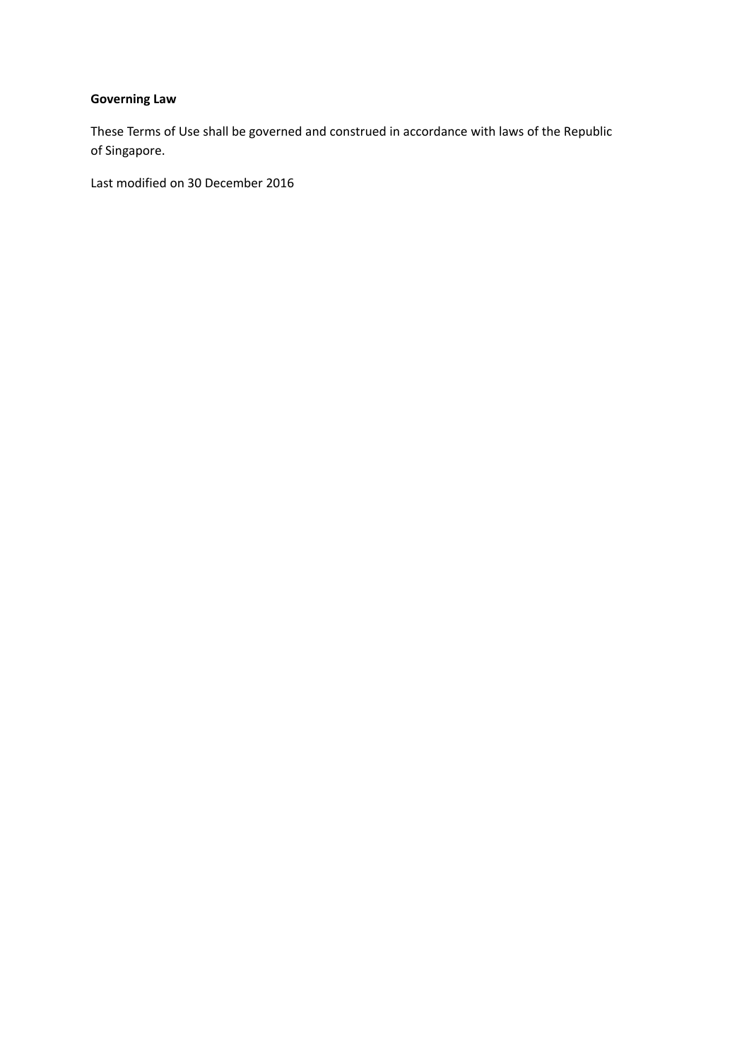**Governing Law**

These Terms of Use shall be governed and construed in accordance with laws of the Republic of Singapore.

Last modified on 30 December 2016